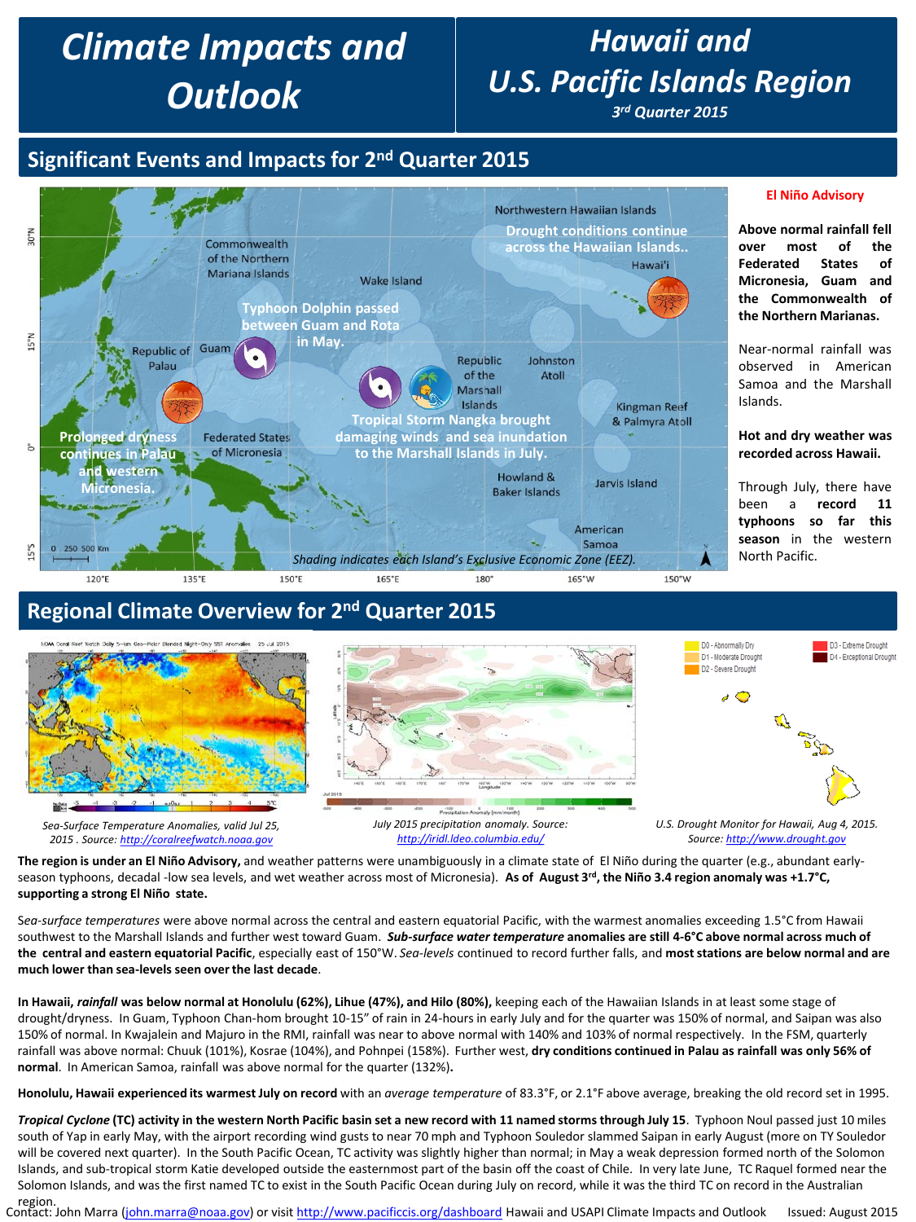# Climate Impacts and Outlook

# Hawaii and U.S. Pacific Islands Region

*3rd Quarter 2015*

## Significant Events and Impacts for 2nd Quarter 2015

Northwestern Hawaiian Islands

Drought conditions continue across the Hawaiian Islands..

Hawai'i

Commonwealth of the Northern Mariana Islands

Wake Island

Typhoon Dolphin passed between Guam and Rota in May.

Republic of Palau

Guam

Republic of the Marshall Islands

Johnston Atoll

Kingman Reef & Palmyra Atoll

Prolonged dryness continues in Palau and western Micronesia.

Federated States of Micronesia

Tropical Storm Nangka brought damaging winds and sea inundation to the Marshall Islands in July.

Howland & Baker Islands

Jarvis Island

American Samoa

0 250 500 Km

*Shading indicates each Island's Exclusive Economic Zone (EEZ).*

30°N 15°N 0° 15°S

120°E 135°E 150°E 165°E 180° 165°W 150°W

**El Niño Advisory**

**Above normal rainfall fell over most of the Federated States of Micronesia, Guam and the Commonwealth of the Northern Marianas.**

Near-normal rainfall was observed in American Samoa and the Marshall Islands.

**Hot and dry weather was recorded across Hawaii.**

Through July, there have been a **record 11 typhoons so far this season** in the western North Pacific.

## Regional Climate Overview for 2nd Quarter 2015

*Sea-Surface Temperature Anomalies, valid Jul 25, 2015 . Source: http://coralreefwatch.noaa.gov*

*July 2015 precipitation anomaly. Source: http://iridl.ldeo.columbia.edu/*

D0 - Abnormally Dry
D1 - Moderate Drought
D2 - Severe Drought
D3 - Extreme Drought
D4 - Exceptional Drought

*U.S. Drought Monitor for Hawaii, Aug 4, 2015. Source: http://www.drought.gov*

**The region is under an El Niño Advisory,** and weather patterns were unambiguously in a climate state of El Niño during the quarter (e.g., abundant early-season typhoons, decadal -low sea levels, and wet weather across most of Micronesia). **As of August 3rd, the Niño 3.4 region anomaly was +1.7°C, supporting a strong El Niño state.**

*Sea-surface temperatures* were above normal across the central and eastern equatorial Pacific, with the warmest anomalies exceeding 1.5˚C from Hawaii southwest to the Marshall Islands and further west toward Guam. ***Sub-surface water temperature* anomalies are still 4-6°C above normal across much of the central and eastern equatorial Pacific**, especially east of 150°W. *Sea-levels* continued to record further falls, and **most stations are below normal and are much lower than sea-levels seen over the last decade**.

**In Hawaii, *rainfall* was below normal at Honolulu (62%), Lihue (47%), and Hilo (80%),** keeping each of the Hawaiian Islands in at least some stage of drought/dryness. In Guam, Typhoon Chan-hom brought 10-15" of rain in 24-hours in early July and for the quarter was 150% of normal, and Saipan was also 150% of normal. In Kwajalein and Majuro in the RMI, rainfall was near to above normal with 140% and 103% of normal respectively. In the FSM, quarterly rainfall was above normal: Chuuk (101%), Kosrae (104%), and Pohnpei (158%). Further west, **dry conditions continued in Palau as rainfall was only 56% of normal**. In American Samoa, rainfall was above normal for the quarter (132%)**.**

**Honolulu, Hawaii experienced its warmest July on record** with an *average temperature* of 83.3°F, or 2.1°F above average, breaking the old record set in 1995.

***Tropical Cyclone* (TC) activity in the western North Pacific basin set a new record with 11 named storms through July 15**. Typhoon Noul passed just 10 miles south of Yap in early May, with the airport recording wind gusts to near 70 mph and Typhoon Souledor slammed Saipan in early August (more on TY Souledor will be covered next quarter). In the South Pacific Ocean, TC activity was slightly higher than normal; in May a weak depression formed north of the Solomon Islands, and sub-tropical storm Katie developed outside the easternmost part of the basin off the coast of Chile. In very late June, TC Raquel formed near the Solomon Islands, and was the first named TC to exist in the South Pacific Ocean during July on record, while it was the third TC on record in the Australian region.

Contact: John Marra (john.marra@noaa.gov) or visit http://www.pacificcis.org/dashboard Hawaii and USAPI Climate Impacts and Outlook Issued: August 2015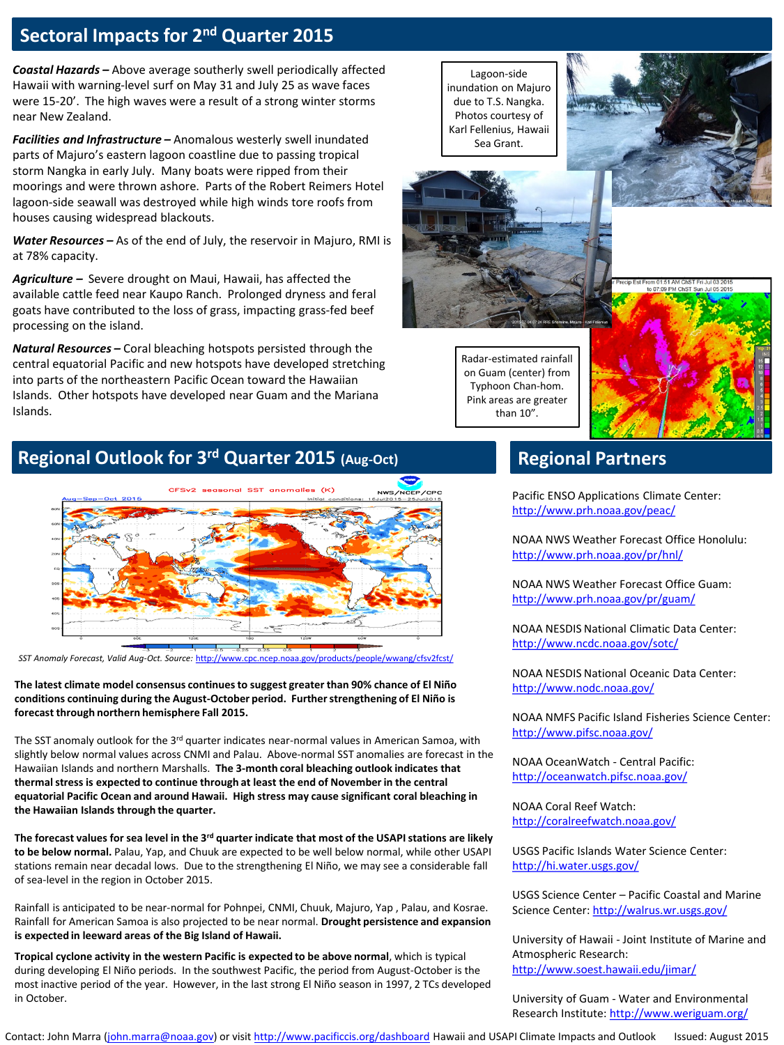## Sectoral Impacts for 2nd Quarter 2015

***Coastal Hazards –*** Above average southerly swell periodically affected Hawaii with warning-level surf on May 31 and July 25 as wave faces were 15-20'. The high waves were a result of a strong winter storms near New Zealand.

***Facilities and Infrastructure –*** Anomalous westerly swell inundated parts of Majuro's eastern lagoon coastline due to passing tropical storm Nangka in early July. Many boats were ripped from their moorings and were thrown ashore. Parts of the Robert Reimers Hotel lagoon-side seawall was destroyed while high winds tore roofs from houses causing widespread blackouts.

***Water Resources –*** As of the end of July, the reservoir in Majuro, RMI is at 78% capacity.

***Agriculture –*** Severe drought on Maui, Hawaii, has affected the available cattle feed near Kaupo Ranch. Prolonged dryness and feral goats have contributed to the loss of grass, impacting grass-fed beef processing on the island.

***Natural Resources –*** Coral bleaching hotspots persisted through the central equatorial Pacific and new hotspots have developed stretching into parts of the northeastern Pacific Ocean toward the Hawaiian Islands. Other hotspots have developed near Guam and the Mariana Islands.

Lagoon-side inundation on Majuro due to T.S. Nangka. Photos courtesy of Karl Fellenius, Hawaii Sea Grant.

Radar-estimated rainfall on Guam (center) from Typhoon Chan-hom. Pink areas are greater than 10".

## Regional Outlook for 3rd Quarter 2015 (Aug-Oct)

CFSv2 seasonal SST anomalies (K)

Aug–Sep–Oct 2015

NWS/NCEP/CPC

initial conditions: 16Jul2015–25Jul2015

*SST Anomaly Forecast, Valid Aug-Oct. Source:* http://www.cpc.ncep.noaa.gov/products/people/wwang/cfsv2fcst/

**The latest climate model consensus continues to suggest greater than 90% chance of El Niño conditions continuing during the August-October period. Further strengthening of El Niño is forecast through northern hemisphere Fall 2015.**

The SST anomaly outlook for the 3rd quarter indicates near-normal values in American Samoa, with slightly below normal values across CNMI and Palau. Above-normal SST anomalies are forecast in the Hawaiian Islands and northern Marshalls. **The 3-month coral bleaching outlook indicates that thermal stress is expected to continue through at least the end of November in the central equatorial Pacific Ocean and around Hawaii. High stress may cause significant coral bleaching in the Hawaiian Islands through the quarter.**

**The forecast values for sea level in the 3rd quarter indicate that most of the USAPI stations are likely to be below normal.** Palau, Yap, and Chuuk are expected to be well below normal, while other USAPI stations remain near decadal lows. Due to the strengthening El Niño, we may see a considerable fall of sea-level in the region in October 2015.

Rainfall is anticipated to be near-normal for Pohnpei, CNMI, Chuuk, Majuro, Yap , Palau, and Kosrae. Rainfall for American Samoa is also projected to be near normal. **Drought persistence and expansion is expected in leeward areas of the Big Island of Hawaii.**

**Tropical cyclone activity in the western Pacific is expected to be above normal**, which is typical during developing El Niño periods. In the southwest Pacific, the period from August-October is the most inactive period of the year. However, in the last strong El Niño season in 1997, 2 TCs developed in October.

## Regional Partners

Pacific ENSO Applications Climate Center: http://www.prh.noaa.gov/peac/

NOAA NWS Weather Forecast Office Honolulu: http://www.prh.noaa.gov/pr/hnl/

NOAA NWS Weather Forecast Office Guam: http://www.prh.noaa.gov/pr/guam/

NOAA NESDIS National Climatic Data Center: http://www.ncdc.noaa.gov/sotc/

NOAA NESDIS National Oceanic Data Center: http://www.nodc.noaa.gov/

NOAA NMFS Pacific Island Fisheries Science Center: http://www.pifsc.noaa.gov/

NOAA OceanWatch - Central Pacific: http://oceanwatch.pifsc.noaa.gov/

NOAA Coral Reef Watch: http://coralreefwatch.noaa.gov/

USGS Pacific Islands Water Science Center: http://hi.water.usgs.gov/

USGS Science Center – Pacific Coastal and Marine Science Center: http://walrus.wr.usgs.gov/

University of Hawaii - Joint Institute of Marine and Atmospheric Research: http://www.soest.hawaii.edu/jimar/

University of Guam - Water and Environmental Research Institute: http://www.weriguam.org/

Contact: John Marra (john.marra@noaa.gov) or visit http://www.pacificcis.org/dashboard Hawaii and USAPI Climate Impacts and Outlook Issued: August 2015